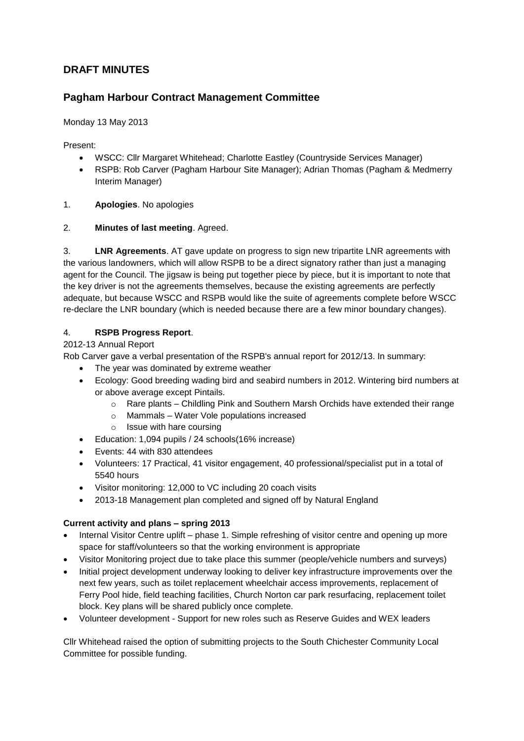## DRAFT MINUTES

## Pagham Harbour Contract Management Committee

Monday 13 May 2013

Present:

- WSCC: Cllr Margaret Whitehead; Charlotte Eastley (Countryside Services Manager)
- RSPB: Rob Carver (Pagham Harbour Site Manager); Adrian Thomas (Pagham & Medmerry Interim Manager)

1. **Apologies**. No apologies

2. **Minutes of last meeting**. Agreed.

3. **LNR Agreements**. AT gave update on progress to sign new tripartite LNR agreements with the various landowners, which will allow RSPB to be a direct signatory rather than just a managing agent for the Council. The jigsaw is being put together piece by piece, but it is important to note that the key driver is not the agreements themselves, because the existing agreements are perfectly adequate, but because WSCC and RSPB would like the suite of agreements complete before WSCC re-declare the LNR boundary (which is needed because there are a few minor boundary changes).

4. **RSPB Progress Report**.

2012-13 Annual Report

Rob Carver gave a verbal presentation of the RSPB's annual report for 2012/13. In summary:

- The year was dominated by extreme weather
- Ecology: Good breeding wading bird and seabird numbers in 2012. Wintering bird numbers at or above average except Pintails.
  - Rare plants – Childling Pink and Southern Marsh Orchids have extended their range
  - Mammals – Water Vole populations increased
  - Issue with hare coursing
- Education: 1,094 pupils / 24 schools(16% increase)
- Events: 44 with 830 attendees
- Volunteers: 17 Practical, 41 visitor engagement, 40 professional/specialist put in a total of 5540 hours
- Visitor monitoring: 12,000 to VC including 20 coach visits
- 2013-18 Management plan completed and signed off by Natural England

**Current activity and plans – spring 2013**

- Internal Visitor Centre uplift – phase 1. Simple refreshing of visitor centre and opening up more space for staff/volunteers so that the working environment is appropriate
- Visitor Monitoring project due to take place this summer (people/vehicle numbers and surveys)
- Initial project development underway looking to deliver key infrastructure improvements over the next few years, such as toilet replacement wheelchair access improvements, replacement of Ferry Pool hide, field teaching facilities, Church Norton car park resurfacing, replacement toilet block. Key plans will be shared publicly once complete.
- Volunteer development - Support for new roles such as Reserve Guides and WEX leaders

Cllr Whitehead raised the option of submitting projects to the South Chichester Community Local Committee for possible funding.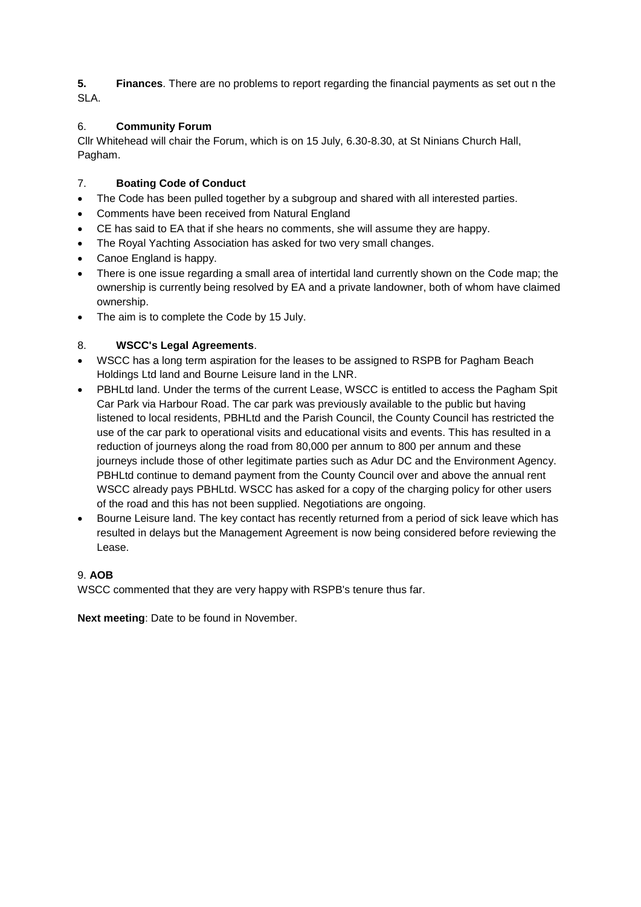**5. Finances**. There are no problems to report regarding the financial payments as set out n the SLA.

6. **Community Forum**

Cllr Whitehead will chair the Forum, which is on 15 July, 6.30-8.30, at St Ninians Church Hall, Pagham.

7. **Boating Code of Conduct**

- The Code has been pulled together by a subgroup and shared with all interested parties.
- Comments have been received from Natural England
- CE has said to EA that if she hears no comments, she will assume they are happy.
- The Royal Yachting Association has asked for two very small changes.
- Canoe England is happy.
- There is one issue regarding a small area of intertidal land currently shown on the Code map; the ownership is currently being resolved by EA and a private landowner, both of whom have claimed ownership.
- The aim is to complete the Code by 15 July.

8. **WSCC's Legal Agreements**.

- WSCC has a long term aspiration for the leases to be assigned to RSPB for Pagham Beach Holdings Ltd land and Bourne Leisure land in the LNR.
- PBHLtd land. Under the terms of the current Lease, WSCC is entitled to access the Pagham Spit Car Park via Harbour Road. The car park was previously available to the public but having listened to local residents, PBHLtd and the Parish Council, the County Council has restricted the use of the car park to operational visits and educational visits and events. This has resulted in a reduction of journeys along the road from 80,000 per annum to 800 per annum and these journeys include those of other legitimate parties such as Adur DC and the Environment Agency. PBHLtd continue to demand payment from the County Council over and above the annual rent WSCC already pays PBHLtd. WSCC has asked for a copy of the charging policy for other users of the road and this has not been supplied. Negotiations are ongoing.
- Bourne Leisure land. The key contact has recently returned from a period of sick leave which has resulted in delays but the Management Agreement is now being considered before reviewing the Lease.

9. **AOB**

WSCC commented that they are very happy with RSPB's tenure thus far.

**Next meeting**: Date to be found in November.